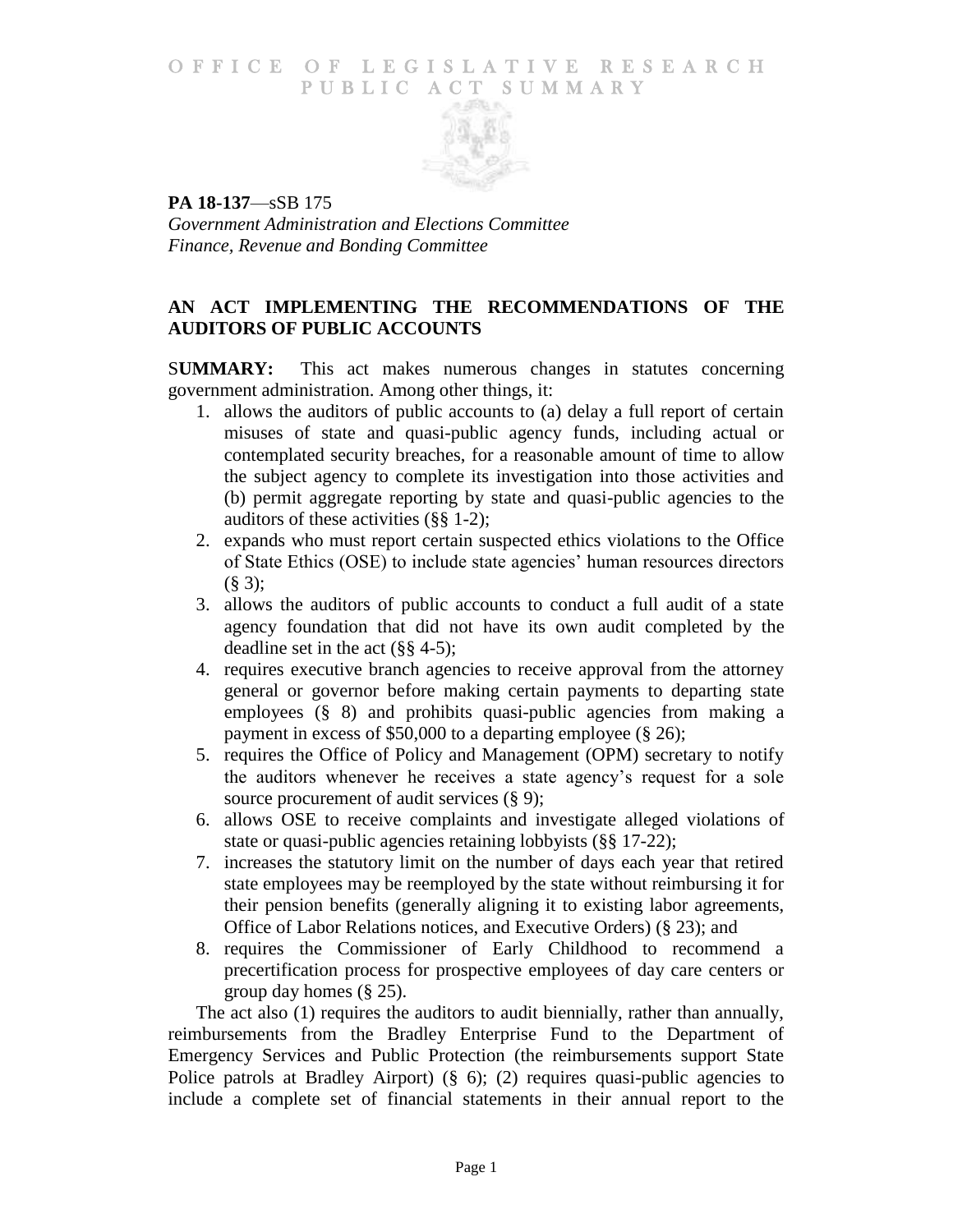OFFICE OF LEGISLATIVE RESEARCH
PUBLIC ACT SUMMARY

**PA 18-137**—sSB 175
*Government Administration and Elections Committee*
*Finance, Revenue and Bonding Committee*

## AN ACT IMPLEMENTING THE RECOMMENDATIONS OF THE AUDITORS OF PUBLIC ACCOUNTS

**SUMMARY:** This act makes numerous changes in statutes concerning government administration. Among other things, it:

1. allows the auditors of public accounts to (a) delay a full report of certain misuses of state and quasi-public agency funds, including actual or contemplated security breaches, for a reasonable amount of time to allow the subject agency to complete its investigation into those activities and (b) permit aggregate reporting by state and quasi-public agencies to the auditors of these activities (§§ 1-2);
2. expands who must report certain suspected ethics violations to the Office of State Ethics (OSE) to include state agencies' human resources directors (§ 3);
3. allows the auditors of public accounts to conduct a full audit of a state agency foundation that did not have its own audit completed by the deadline set in the act (§§ 4-5);
4. requires executive branch agencies to receive approval from the attorney general or governor before making certain payments to departing state employees (§ 8) and prohibits quasi-public agencies from making a payment in excess of $50,000 to a departing employee (§ 26);
5. requires the Office of Policy and Management (OPM) secretary to notify the auditors whenever he receives a state agency's request for a sole source procurement of audit services (§ 9);
6. allows OSE to receive complaints and investigate alleged violations of state or quasi-public agencies retaining lobbyists (§§ 17-22);
7. increases the statutory limit on the number of days each year that retired state employees may be reemployed by the state without reimbursing it for their pension benefits (generally aligning it to existing labor agreements, Office of Labor Relations notices, and Executive Orders) (§ 23); and
8. requires the Commissioner of Early Childhood to recommend a precertification process for prospective employees of day care centers or group day homes (§ 25).

The act also (1) requires the auditors to audit biennially, rather than annually, reimbursements from the Bradley Enterprise Fund to the Department of Emergency Services and Public Protection (the reimbursements support State Police patrols at Bradley Airport) (§ 6); (2) requires quasi-public agencies to include a complete set of financial statements in their annual report to the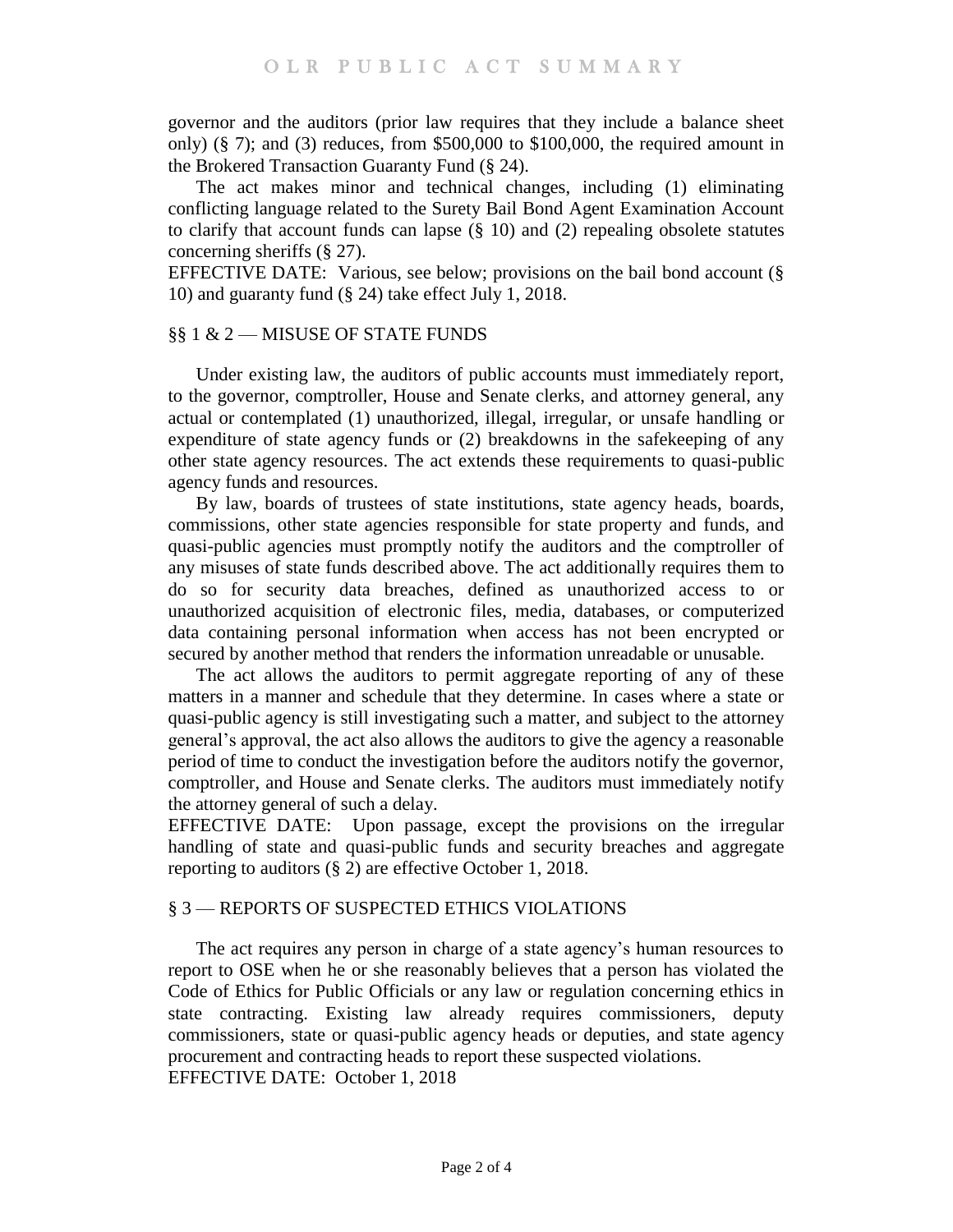governor and the auditors (prior law requires that they include a balance sheet only) (§ 7); and (3) reduces, from $500,000 to $100,000, the required amount in the Brokered Transaction Guaranty Fund (§ 24).

The act makes minor and technical changes, including (1) eliminating conflicting language related to the Surety Bail Bond Agent Examination Account to clarify that account funds can lapse (§ 10) and (2) repealing obsolete statutes concerning sheriffs (§ 27).

EFFECTIVE DATE: Various, see below; provisions on the bail bond account (§ 10) and guaranty fund (§ 24) take effect July 1, 2018.

## §§ 1 & 2 — MISUSE OF STATE FUNDS

Under existing law, the auditors of public accounts must immediately report, to the governor, comptroller, House and Senate clerks, and attorney general, any actual or contemplated (1) unauthorized, illegal, irregular, or unsafe handling or expenditure of state agency funds or (2) breakdowns in the safekeeping of any other state agency resources. The act extends these requirements to quasi-public agency funds and resources.

By law, boards of trustees of state institutions, state agency heads, boards, commissions, other state agencies responsible for state property and funds, and quasi-public agencies must promptly notify the auditors and the comptroller of any misuses of state funds described above. The act additionally requires them to do so for security data breaches, defined as unauthorized access to or unauthorized acquisition of electronic files, media, databases, or computerized data containing personal information when access has not been encrypted or secured by another method that renders the information unreadable or unusable.

The act allows the auditors to permit aggregate reporting of any of these matters in a manner and schedule that they determine. In cases where a state or quasi-public agency is still investigating such a matter, and subject to the attorney general's approval, the act also allows the auditors to give the agency a reasonable period of time to conduct the investigation before the auditors notify the governor, comptroller, and House and Senate clerks. The auditors must immediately notify the attorney general of such a delay.

EFFECTIVE DATE: Upon passage, except the provisions on the irregular handling of state and quasi-public funds and security breaches and aggregate reporting to auditors (§ 2) are effective October 1, 2018.

## § 3 — REPORTS OF SUSPECTED ETHICS VIOLATIONS

The act requires any person in charge of a state agency's human resources to report to OSE when he or she reasonably believes that a person has violated the Code of Ethics for Public Officials or any law or regulation concerning ethics in state contracting. Existing law already requires commissioners, deputy commissioners, state or quasi-public agency heads or deputies, and state agency procurement and contracting heads to report these suspected violations.

EFFECTIVE DATE: October 1, 2018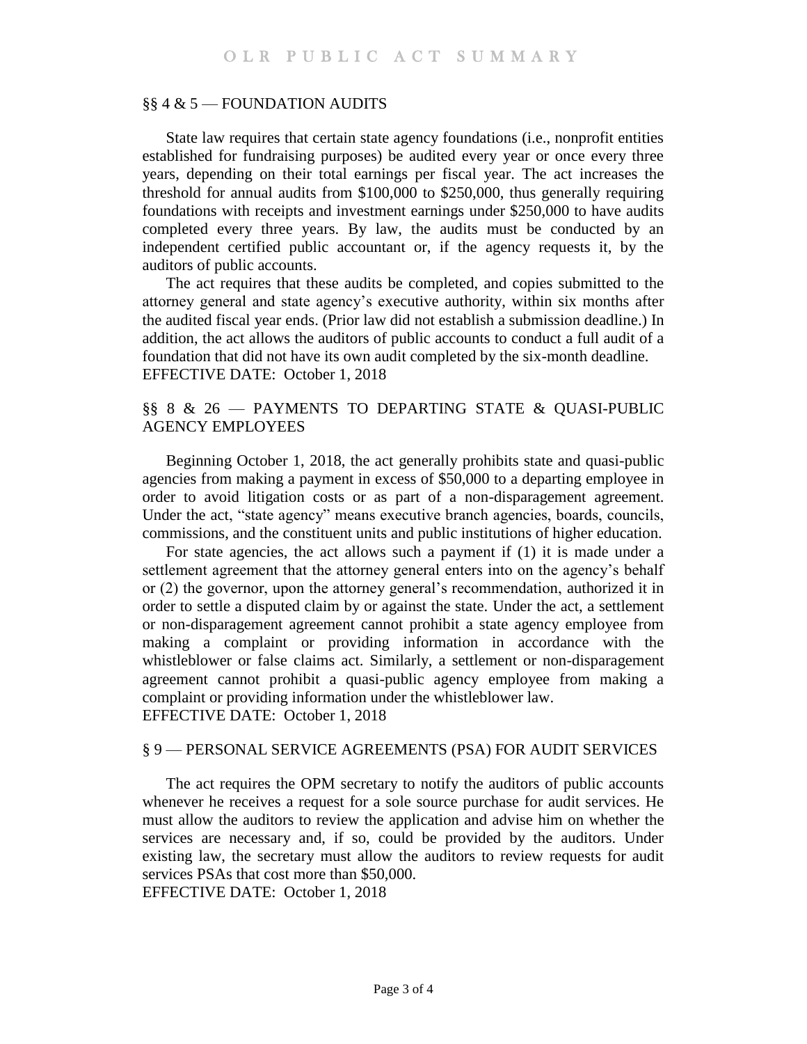## §§ 4 & 5 — FOUNDATION AUDITS

State law requires that certain state agency foundations (i.e., nonprofit entities established for fundraising purposes) be audited every year or once every three years, depending on their total earnings per fiscal year. The act increases the threshold for annual audits from $100,000 to $250,000, thus generally requiring foundations with receipts and investment earnings under $250,000 to have audits completed every three years. By law, the audits must be conducted by an independent certified public accountant or, if the agency requests it, by the auditors of public accounts.

The act requires that these audits be completed, and copies submitted to the attorney general and state agency's executive authority, within six months after the audited fiscal year ends. (Prior law did not establish a submission deadline.) In addition, the act allows the auditors of public accounts to conduct a full audit of a foundation that did not have its own audit completed by the six-month deadline.

EFFECTIVE DATE: October 1, 2018

## §§ 8 & 26 — PAYMENTS TO DEPARTING STATE & QUASI-PUBLIC AGENCY EMPLOYEES

Beginning October 1, 2018, the act generally prohibits state and quasi-public agencies from making a payment in excess of $50,000 to a departing employee in order to avoid litigation costs or as part of a non-disparagement agreement. Under the act, "state agency" means executive branch agencies, boards, councils, commissions, and the constituent units and public institutions of higher education.

For state agencies, the act allows such a payment if (1) it is made under a settlement agreement that the attorney general enters into on the agency's behalf or (2) the governor, upon the attorney general's recommendation, authorized it in order to settle a disputed claim by or against the state. Under the act, a settlement or non-disparagement agreement cannot prohibit a state agency employee from making a complaint or providing information in accordance with the whistleblower or false claims act. Similarly, a settlement or non-disparagement agreement cannot prohibit a quasi-public agency employee from making a complaint or providing information under the whistleblower law.

EFFECTIVE DATE: October 1, 2018

## § 9 — PERSONAL SERVICE AGREEMENTS (PSA) FOR AUDIT SERVICES

The act requires the OPM secretary to notify the auditors of public accounts whenever he receives a request for a sole source purchase for audit services. He must allow the auditors to review the application and advise him on whether the services are necessary and, if so, could be provided by the auditors. Under existing law, the secretary must allow the auditors to review requests for audit services PSAs that cost more than $50,000.

EFFECTIVE DATE: October 1, 2018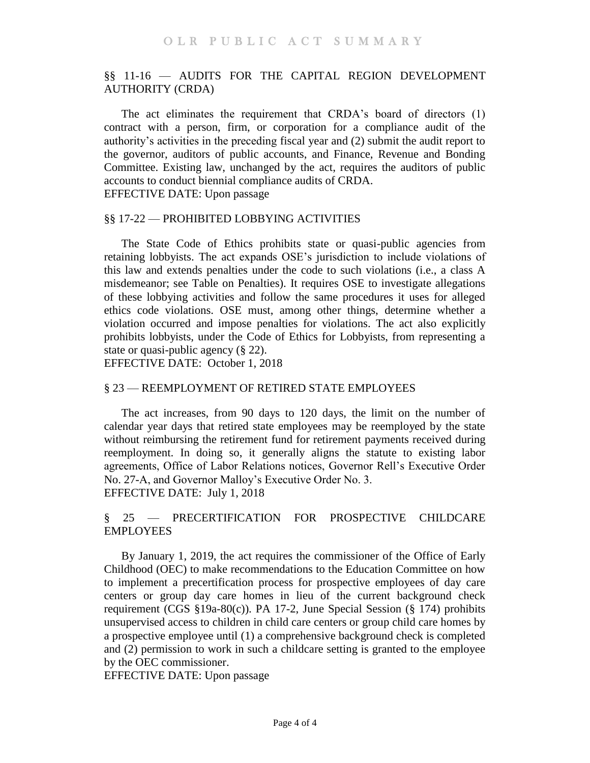## §§ 11-16 — AUDITS FOR THE CAPITAL REGION DEVELOPMENT AUTHORITY (CRDA)

The act eliminates the requirement that CRDA's board of directors (1) contract with a person, firm, or corporation for a compliance audit of the authority's activities in the preceding fiscal year and (2) submit the audit report to the governor, auditors of public accounts, and Finance, Revenue and Bonding Committee. Existing law, unchanged by the act, requires the auditors of public accounts to conduct biennial compliance audits of CRDA.

EFFECTIVE DATE: Upon passage

## §§ 17-22 — PROHIBITED LOBBYING ACTIVITIES

The State Code of Ethics prohibits state or quasi-public agencies from retaining lobbyists. The act expands OSE's jurisdiction to include violations of this law and extends penalties under the code to such violations (i.e., a class A misdemeanor; see Table on Penalties). It requires OSE to investigate allegations of these lobbying activities and follow the same procedures it uses for alleged ethics code violations. OSE must, among other things, determine whether a violation occurred and impose penalties for violations. The act also explicitly prohibits lobbyists, under the Code of Ethics for Lobbyists, from representing a state or quasi-public agency (§ 22).

EFFECTIVE DATE: October 1, 2018

## § 23 — REEMPLOYMENT OF RETIRED STATE EMPLOYEES

The act increases, from 90 days to 120 days, the limit on the number of calendar year days that retired state employees may be reemployed by the state without reimbursing the retirement fund for retirement payments received during reemployment. In doing so, it generally aligns the statute to existing labor agreements, Office of Labor Relations notices, Governor Rell's Executive Order No. 27-A, and Governor Malloy's Executive Order No. 3.

EFFECTIVE DATE: July 1, 2018

## § 25 — PRECERTIFICATION FOR PROSPECTIVE CHILDCARE EMPLOYEES

By January 1, 2019, the act requires the commissioner of the Office of Early Childhood (OEC) to make recommendations to the Education Committee on how to implement a precertification process for prospective employees of day care centers or group day care homes in lieu of the current background check requirement (CGS §19a-80(c)). PA 17-2, June Special Session (§ 174) prohibits unsupervised access to children in child care centers or group child care homes by a prospective employee until (1) a comprehensive background check is completed and (2) permission to work in such a childcare setting is granted to the employee by the OEC commissioner.

EFFECTIVE DATE: Upon passage